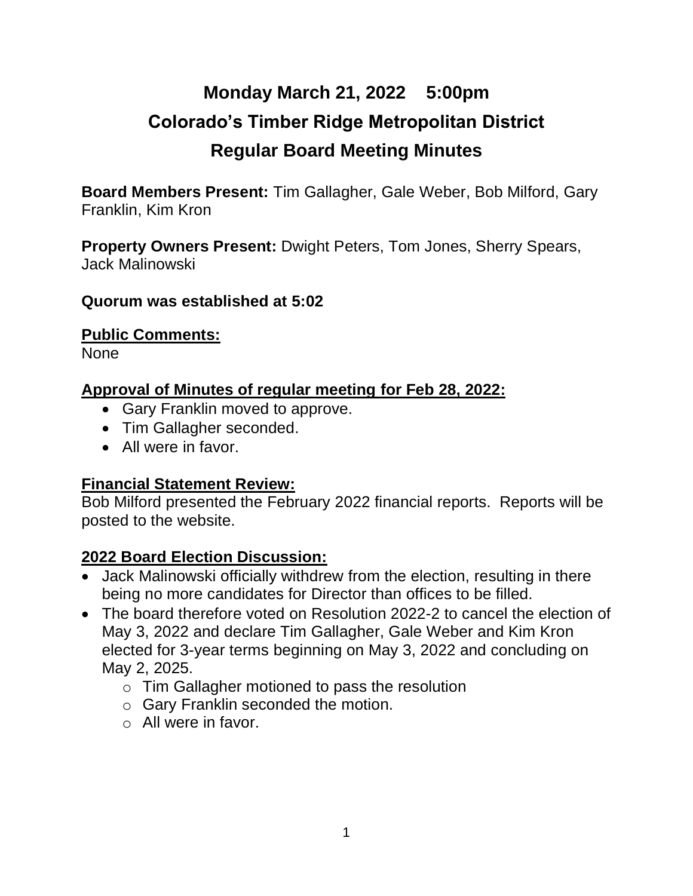# Monday March 21, 2022 5:00pm
# Colorado's Timber Ridge Metropolitan District
# Regular Board Meeting Minutes

**Board Members Present:** Tim Gallagher, Gale Weber, Bob Milford, Gary Franklin, Kim Kron

**Property Owners Present:** Dwight Peters, Tom Jones, Sherry Spears, Jack Malinowski

**Quorum was established at 5:02**

## Public Comments:

None

## Approval of Minutes of regular meeting for Feb 28, 2022:

- Gary Franklin moved to approve.
- Tim Gallagher seconded.
- All were in favor.

## Financial Statement Review:

Bob Milford presented the February 2022 financial reports. Reports will be posted to the website.

## 2022 Board Election Discussion:

- Jack Malinowski officially withdrew from the election, resulting in there being no more candidates for Director than offices to be filled.
- The board therefore voted on Resolution 2022-2 to cancel the election of May 3, 2022 and declare Tim Gallagher, Gale Weber and Kim Kron elected for 3-year terms beginning on May 3, 2022 and concluding on May 2, 2025.
  - Tim Gallagher motioned to pass the resolution
  - Gary Franklin seconded the motion.
  - All were in favor.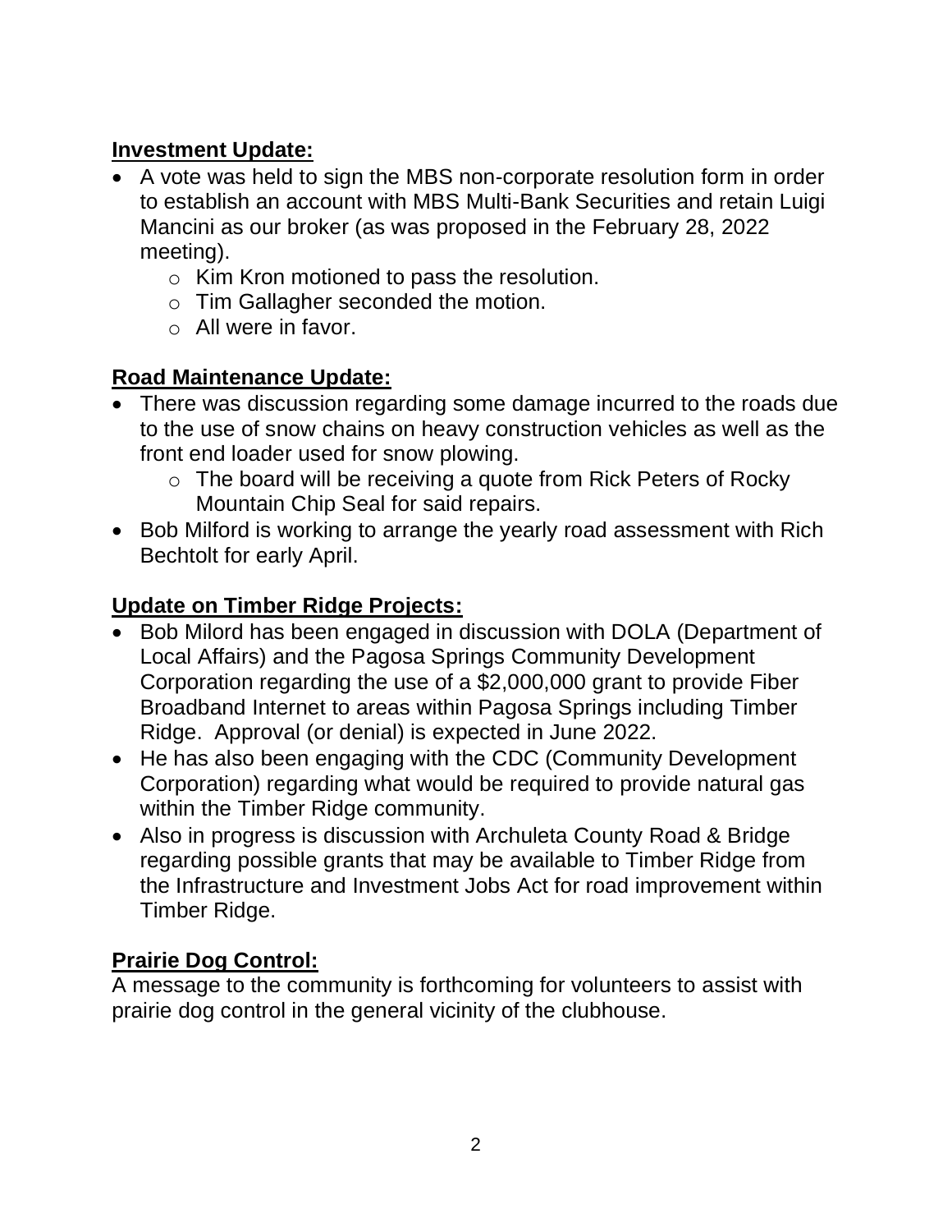**Investment Update:**

- A vote was held to sign the MBS non-corporate resolution form in order to establish an account with MBS Multi-Bank Securities and retain Luigi Mancini as our broker (as was proposed in the February 28, 2022 meeting).
  - Kim Kron motioned to pass the resolution.
  - Tim Gallagher seconded the motion.
  - All were in favor.

**Road Maintenance Update:**

- There was discussion regarding some damage incurred to the roads due to the use of snow chains on heavy construction vehicles as well as the front end loader used for snow plowing.
  - The board will be receiving a quote from Rick Peters of Rocky Mountain Chip Seal for said repairs.
- Bob Milford is working to arrange the yearly road assessment with Rich Bechtolt for early April.

**Update on Timber Ridge Projects:**

- Bob Milord has been engaged in discussion with DOLA (Department of Local Affairs) and the Pagosa Springs Community Development Corporation regarding the use of a $2,000,000 grant to provide Fiber Broadband Internet to areas within Pagosa Springs including Timber Ridge. Approval (or denial) is expected in June 2022.
- He has also been engaging with the CDC (Community Development Corporation) regarding what would be required to provide natural gas within the Timber Ridge community.
- Also in progress is discussion with Archuleta County Road & Bridge regarding possible grants that may be available to Timber Ridge from the Infrastructure and Investment Jobs Act for road improvement within Timber Ridge.

**Prairie Dog Control:**

A message to the community is forthcoming for volunteers to assist with prairie dog control in the general vicinity of the clubhouse.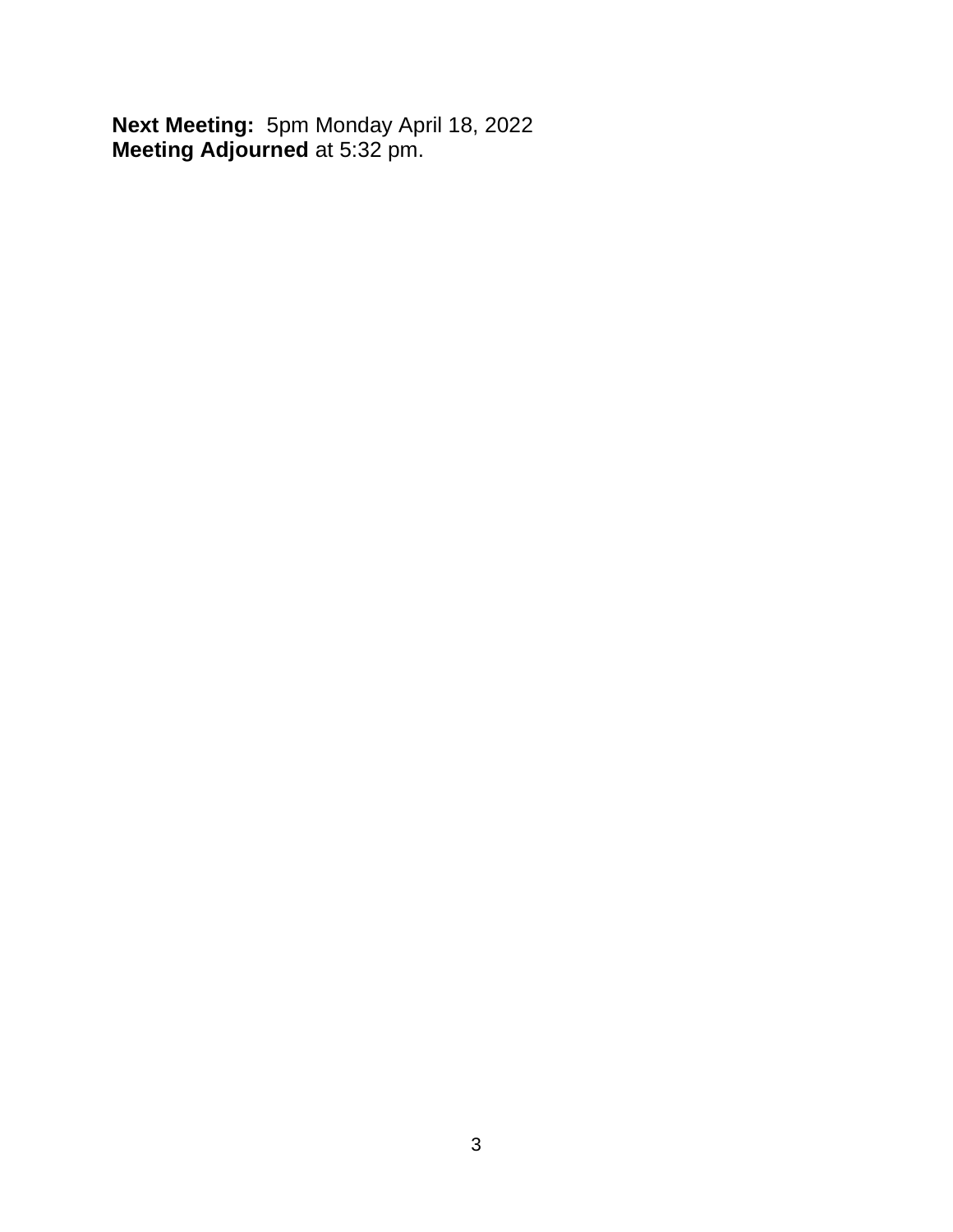**Next Meeting:** 5pm Monday April 18, 2022
**Meeting Adjourned** at 5:32 pm.